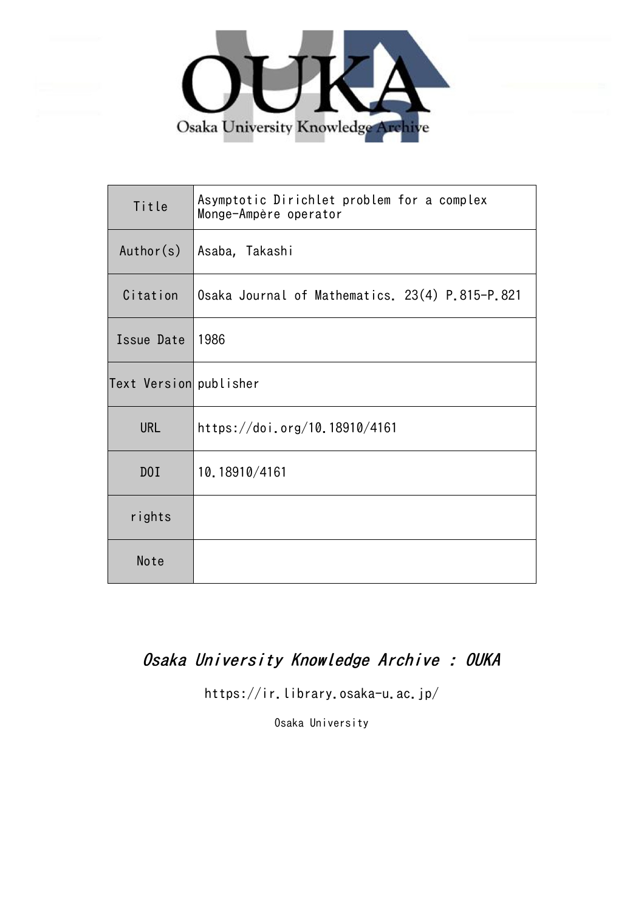OUKA

Osaka University Knowledge Archive

| Title | Asymptotic Dirichlet problem for a complex Monge-Ampère operator |
| --- | --- |
| Author(s) | Asaba, Takashi |
| Citation | Osaka Journal of Mathematics. 23(4) P.815-P.821 |
| Issue Date | 1986 |
| Text Version | publisher |
| URL | https://doi.org/10.18910/4161 |
| DOI | 10.18910/4161 |
| rights | |
| Note | |

*Osaka University Knowledge Archive : OUKA*

https://ir.library.osaka-u.ac.jp/

Osaka University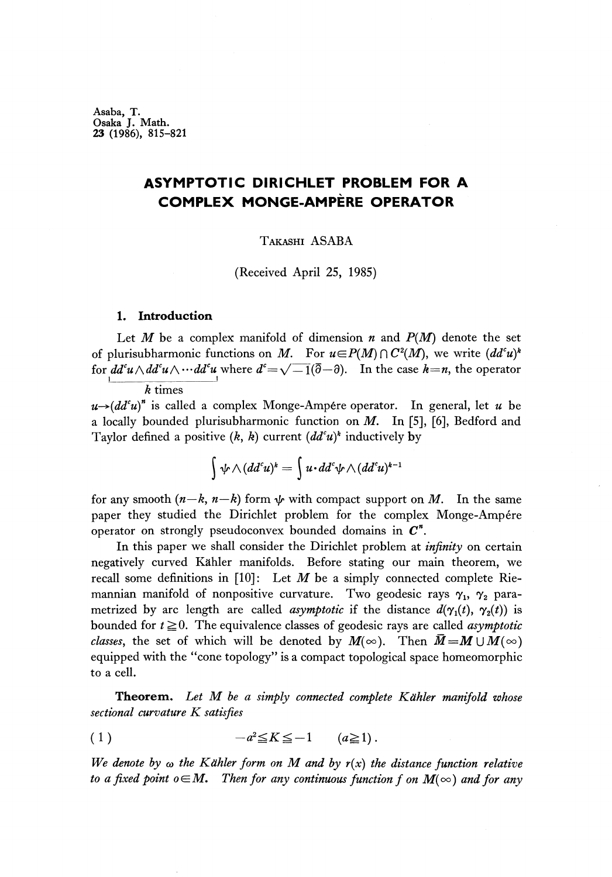Asaba, T.
Osaka J. Math.
**23** (1986), 815–821

# ASYMPTOTIC DIRICHLET PROBLEM FOR A COMPLEX MONGE-AMPÈRE OPERATOR

TAKASHI ASABA

(Received April 25, 1985)

## 1. Introduction

Let $M$ be a complex manifold of dimension $n$ and $P(M)$ denote the set of plurisubharmonic functions on $M$. For $u \in P(M) \cap C^2(M)$, we write $(dd^c u)^k$ for $\underbrace{dd^c u \wedge dd^c u \wedge \cdots dd^c u}_{k \text{ times}}$ where $d^c = \sqrt{-1}(\bar{\partial} - \partial)$. In the case $k=n$, the operator $u \to (dd^c u)^n$ is called a complex Monge-Ampère operator. In general, let $u$ be a locally bounded plurisubharmonic function on $M$. In [5], [6], Bedford and Taylor defined a positive $(k, k)$ current $(dd^c u)^k$ inductively by

$$\int \psi \wedge (dd^c u)^k = \int u \cdot dd^c \psi \wedge (dd^c u)^{k-1}$$

for any smooth $(n-k, n-k)$ form $\psi$ with compact support on $M$. In the same paper they studied the Dirichlet problem for the complex Monge-Ampère operator on strongly pseudoconvex bounded domains in $\boldsymbol{C}^n$.

In this paper we shall consider the Dirichlet problem at *infinity* on certain negatively curved Kähler manifolds. Before stating our main theorem, we recall some definitions in [10]: Let $M$ be a simply connected complete Riemannian manifold of nonpositive curvature. Two geodesic rays $\gamma_1$, $\gamma_2$ parametrized by arc length are called *asymptotic* if the distance $d(\gamma_1(t), \gamma_2(t))$ is bounded for $t \geqq 0$. The equivalence classes of geodesic rays are called *asymptotic classes*, the set of which will be denoted by $M(\infty)$. Then $\bar{M} = M \cup M(\infty)$ equipped with the "cone topology" is a compact topological space homeomorphic to a cell.

**Theorem.** *Let $M$ be a simply connected complete Kähler manifold whose sectional curvature $K$ satisfies*

$$(1) \qquad -a^2 \leqq K \leqq -1 \qquad (a \geqq 1).$$

*We denote by $\omega$ the Kähler form on $M$ and by $r(x)$ the distance function relative to a fixed point $o \in M$. Then for any continuous function $f$ on $M(\infty)$ and for any*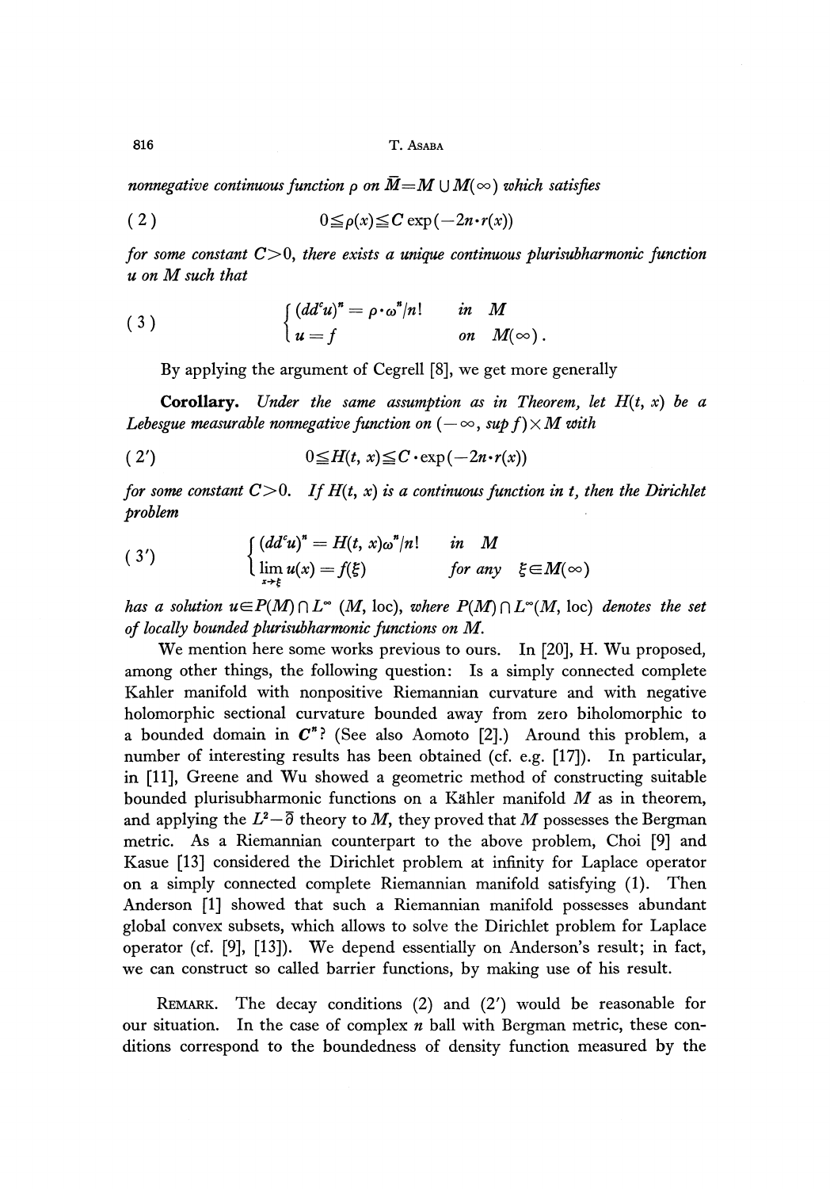*nonnegative continuous function* $\rho$ *on* $\bar{M}=M\cup M(\infty)$ *which satisfies*

$$0\leqq\rho(x)\leqq C\exp(-2n\cdot r(x)) \tag{2}$$

*for some constant* $C>0$, *there exists a unique continuous plurisubharmonic function* $u$ *on* $M$ *such that*

$$\begin{cases}(dd^c u)^n=\rho\cdot\omega^n/n! & \text{in } M\\ u=f & \text{on } M(\infty).\end{cases} \tag{3}$$

By applying the argument of Cegrell [8], we get more generally

**Corollary.** *Under the same assumption as in Theorem, let* $H(t, x)$ *be a Lebesgue measurable nonnegative function on* $(-\infty, \sup f)\times M$ *with*

$$0\leqq H(t, x)\leqq C\cdot\exp(-2n\cdot r(x)) \tag{2'}$$

*for some constant* $C>0$. *If* $H(t, x)$ *is a continuous function in* $t$, *then the Dirichlet problem*

$$\begin{cases}(dd^c u)^n=H(t, x)\omega^n/n! & \text{in } M\\ \lim_{x\to\xi} u(x)=f(\xi) & \text{for any } \xi\in M(\infty)\end{cases} \tag{3'}$$

*has a solution* $u\in P(M)\cap L^\infty(M, \mathrm{loc})$, *where* $P(M)\cap L^\infty(M, \mathrm{loc})$ *denotes the set of locally bounded plurisubharmonic functions on* $M$.

We mention here some works previous to ours. In [20], H. Wu proposed, among other things, the following question: Is a simply connected complete Kahler manifold with nonpositive Riemannian curvature and with negative holomorphic sectional curvature bounded away from zero biholomorphic to a bounded domain in $C^n$? (See also Aomoto [2].) Around this problem, a number of interesting results has been obtained (cf. e.g. [17]). In particular, in [11], Greene and Wu showed a geometric method of constructing suitable bounded plurisubharmonic functions on a Kähler manifold $M$ as in theorem, and applying the $L^2-\bar{\partial}$ theory to $M$, they proved that $M$ possesses the Bergman metric. As a Riemannian counterpart to the above problem, Choi [9] and Kasue [13] considered the Dirichlet problem at infinity for Laplace operator on a simply connected complete Riemannian manifold satisfying (1). Then Anderson [1] showed that such a Riemannian manifold possesses abundant global convex subsets, which allows to solve the Dirichlet problem for Laplace operator (cf. [9], [13]). We depend essentially on Anderson's result; in fact, we can construct so called barrier functions, by making use of his result.

REMARK. The decay conditions (2) and (2′) would be reasonable for our situation. In the case of complex $n$ ball with Bergman metric, these conditions correspond to the boundedness of density function measured by the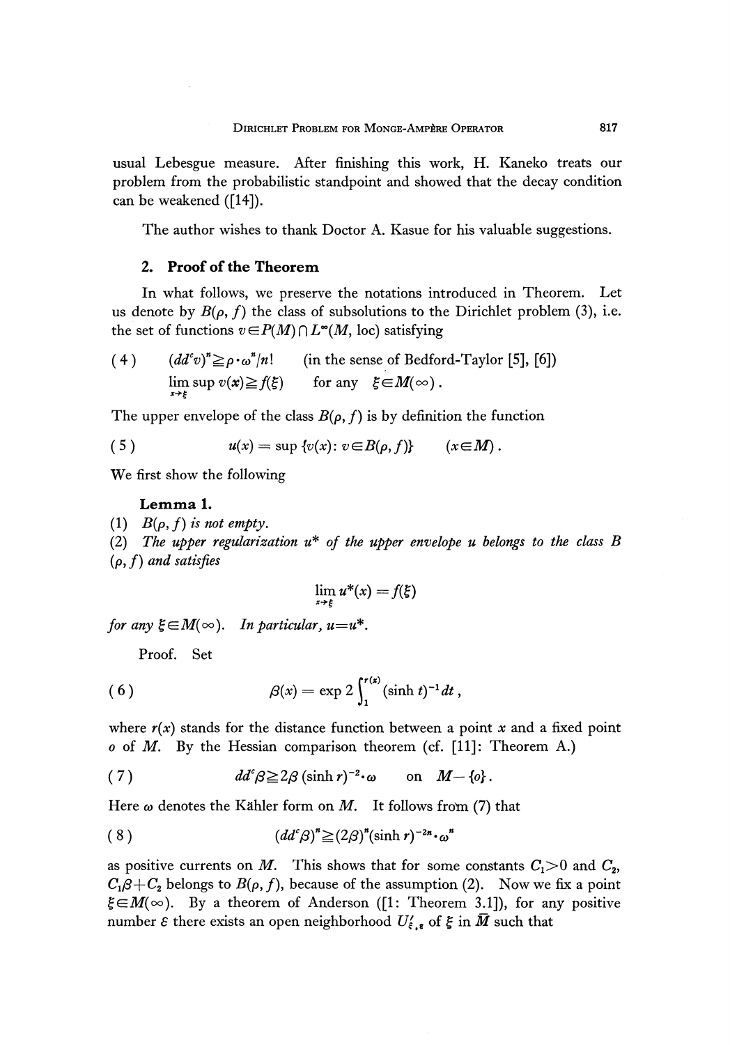usual Lebesgue measure. After finishing this work, H. Kaneko treats our problem from the probabilistic standpoint and showed that the decay condition can be weakened ([14]).

The author wishes to thank Doctor A. Kasue for his valuable suggestions.

## 2. Proof of the Theorem

In what follows, we preserve the notations introduced in Theorem. Let us denote by $B(\rho, f)$ the class of subsolutions to the Dirichlet problem (3), i.e. the set of functions $v \in P(M) \cap L^\infty(M, \text{loc})$ satisfying

$$
(4) \qquad \begin{aligned} &(dd^c v)^n \geqq \rho \cdot \omega^n / n! \qquad \text{(in the sense of Bedford-Taylor [5], [6])} \\ &\limsup_{x \to \xi} v(x) \geqq f(\xi) \qquad \text{for any} \quad \xi \in M(\infty) . \end{aligned}
$$

The upper envelope of the class $B(\rho, f)$ is by definition the function

$$
(5) \qquad u(x) = \sup \{v(x) \colon v \in B(\rho, f)\} \qquad (x \in M) .
$$

We first show the following

**Lemma 1.**

(1) *$B(\rho, f)$ is not empty.*

(2) *The upper regularization $u^*$ of the upper envelope $u$ belongs to the class $B(\rho, f)$ and satisfies*

$$
\lim_{x \to \xi} u^*(x) = f(\xi)
$$

*for any $\xi \in M(\infty)$. In particular, $u = u^*$.*

Proof. Set

$$
(6) \qquad \beta(x) = \exp 2 \int_1^{r(x)} (\sinh t)^{-1} dt ,
$$

where $r(x)$ stands for the distance function between a point $x$ and a fixed point $o$ of $M$. By the Hessian comparison theorem (cf. [11]: Theorem A.)

$$
(7) \qquad dd^c \beta \geqq 2\beta \, (\sinh r)^{-2} \cdot \omega \qquad \text{on} \quad M - \{o\} .
$$

Here $\omega$ denotes the Kähler form on $M$. It follows from (7) that

$$
(8) \qquad (dd^c \beta)^n \geqq (2\beta)^n (\sinh r)^{-2n} \cdot \omega^n
$$

as positive currents on $M$. This shows that for some constants $C_1 > 0$ and $C_2$, $C_1 \beta + C_2$ belongs to $B(\rho, f)$, because of the assumption (2). Now we fix a point $\xi \in M(\infty)$. By a theorem of Anderson ([1: Theorem 3.1]), for any positive number $\varepsilon$ there exists an open neighborhood $U'_{\xi, \varepsilon}$ of $\xi$ in $\bar{M}$ such that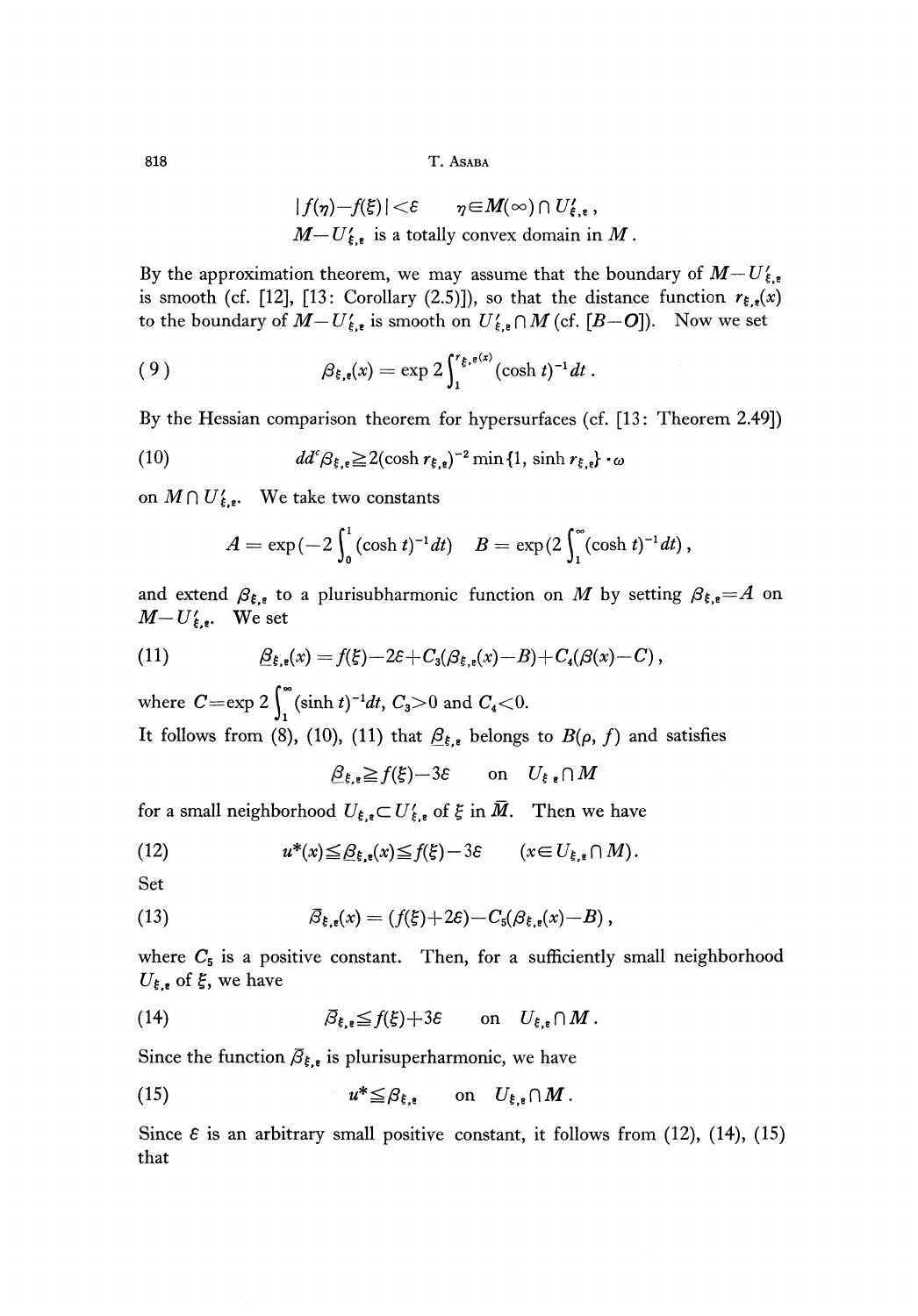$$|f(\eta)-f(\xi)|<\varepsilon \qquad \eta \in M(\infty) \cap U'_{\xi,\varepsilon}\,,$$

$$M-U'_{\xi,\varepsilon} \text{ is a totally convex domain in } M\,.$$

By the approximation theorem, we may assume that the boundary of $M-U'_{\xi,\varepsilon}$ is smooth (cf. [12], [13: Corollary (2.5)]), so that the distance function $r_{\xi,\varepsilon}(x)$ to the boundary of $M-U'_{\xi,\varepsilon}$ is smooth on $U'_{\xi,\varepsilon} \cap M$ (cf. [$B-O$]). Now we set

$$\beta_{\xi,\varepsilon}(x) = \exp 2\int_1^{r_{\xi,\varepsilon}(x)} (\cosh t)^{-1} dt\,. \tag{9}$$

By the Hessian comparison theorem for hypersurfaces (cf. [13: Theorem 2.49])

$$dd^c \beta_{\xi,\varepsilon} \geqq 2(\cosh r_{\xi,\varepsilon})^{-2} \min\{1, \sinh r_{\xi,\varepsilon}\} \cdot \omega \tag{10}$$

on $M \cap U'_{\xi,\varepsilon}$. We take two constants

$$A = \exp(-2\int_0^1 (\cosh t)^{-1} dt) \quad B = \exp(2\int_1^\infty (\cosh t)^{-1} dt)\,,$$

and extend $\beta_{\xi,\varepsilon}$ to a plurisubharmonic function on $M$ by setting $\beta_{\xi,\varepsilon}=A$ on $M-U'_{\xi,\varepsilon}$. We set

$$\underline{\beta}_{\xi,\varepsilon}(x) = f(\xi)-2\varepsilon + C_3(\beta_{\xi,\varepsilon}(x)-B) + C_4(\beta(x)-C)\,, \tag{11}$$

where $C=\exp 2\int_1^\infty (\sinh t)^{-1}dt$, $C_3>0$ and $C_4<0$.

It follows from (8), (10), (11) that $\underline{\beta}_{\xi,\varepsilon}$ belongs to $B(\rho, f)$ and satisfies

$$\underline{\beta}_{\xi,\varepsilon} \geqq f(\xi)-3\varepsilon \qquad \text{on} \quad U_{\xi,\varepsilon} \cap M$$

for a small neighborhood $U_{\xi,\varepsilon} \subset U'_{\xi,\varepsilon}$ of $\xi$ in $\bar{M}$. Then we have

$$u^*(x) \leqq \underline{\beta}_{\xi,\varepsilon}(x) \leqq f(\xi)-3\varepsilon \qquad (x \in U_{\xi,\varepsilon} \cap M)\,. \tag{12}$$

Set

$$\bar{\beta}_{\xi,\varepsilon}(x) = (f(\xi)+2\varepsilon) - C_5(\beta_{\xi,\varepsilon}(x)-B)\,, \tag{13}$$

where $C_5$ is a positive constant. Then, for a sufficiently small neighborhood $U_{\xi,\varepsilon}$ of $\xi$, we have

$$\bar{\beta}_{\xi,\varepsilon} \leqq f(\xi)+3\varepsilon \qquad \text{on} \quad U_{\xi,\varepsilon} \cap M\,. \tag{14}$$

Since the function $\bar{\beta}_{\xi,\varepsilon}$ is plurisuperharmonic, we have

$$u^* \leqq \beta_{\xi,\varepsilon} \qquad \text{on} \quad U_{\xi,\varepsilon} \cap M\,. \tag{15}$$

Since $\varepsilon$ is an arbitrary small positive constant, it follows from (12), (14), (15) that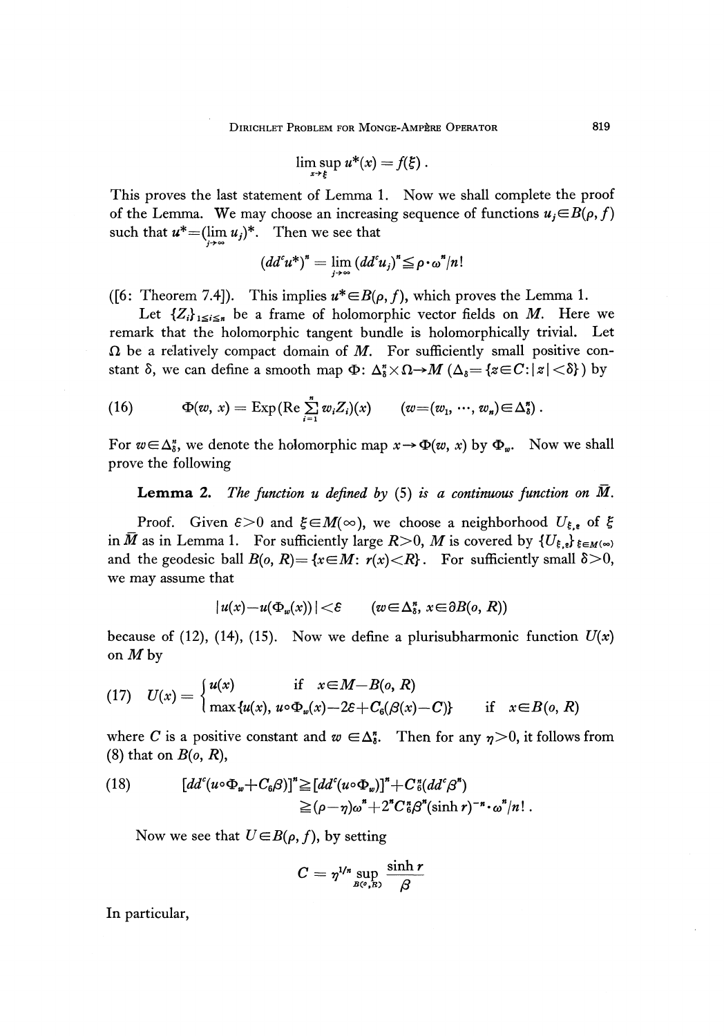$$\limsup_{x \to \xi} u^*(x) = f(\xi) .$$

This proves the last statement of Lemma 1. Now we shall complete the proof of the Lemma. We may choose an increasing sequence of functions $u_j \in B(\rho, f)$ such that $u^* = (\lim_{j \to \infty} u_j)^*$. Then we see that

$$(dd^c u^*)^n = \lim_{j \to \infty} (dd^c u_j)^n \leqq \rho \cdot \omega^n / n!$$

([6: Theorem 7.4]). This implies $u^* \in B(\rho, f)$, which proves the Lemma 1.

Let $\{Z_i\}_{1 \leqq i \leqq n}$ be a frame of holomorphic vector fields on $M$. Here we remark that the holomorphic tangent bundle is holomorphically trivial. Let $\Omega$ be a relatively compact domain of $M$. For sufficiently small positive constant $\delta$, we can define a smooth map $\Phi$: $\Delta_\delta^n \times \Omega \to M$ ($\Delta_\delta = \{z \in C : |z| < \delta\}$) by

$$\Phi(w, x) = \operatorname{Exp}(\operatorname{Re} \sum_{i=1}^n w_i Z_i)(x) \qquad (w = (w_1, \cdots, w_n) \in \Delta_\delta^n) . \tag{16}$$

For $w \in \Delta_\delta^n$, we denote the holomorphic map $x \to \Phi(w, x)$ by $\Phi_w$. Now we shall prove the following

**Lemma 2.** *The function $u$ defined by (5) is a continuous function on $\bar{M}$.*

Proof. Given $\varepsilon > 0$ and $\xi \in M(\infty)$, we choose a neighborhood $U_{\xi, \varepsilon}$ of $\xi$ in $\bar{M}$ as in Lemma 1. For sufficiently large $R > 0$, $M$ is covered by $\{U_{\xi, \varepsilon}\}_{\xi \in M(\infty)}$ and the geodesic ball $B(o, R) = \{x \in M : r(x) < R\}$. For sufficiently small $\delta > 0$, we may assume that

$$|u(x) - u(\Phi_w(x))| < \varepsilon \qquad (w \in \Delta_\delta^n,\ x \in \partial B(o, R))$$

because of (12), (14), (15). Now we define a plurisubharmonic function $U(x)$ on $M$ by

$$U(x) = \begin{cases} u(x) & \text{if } x \in M - B(o, R) \\ \max\{u(x), u \circ \Phi_w(x) - 2\varepsilon + C_6(\beta(x) - C)\} & \text{if } x \in B(o, R) \end{cases} \tag{17}$$

where $C$ is a positive constant and $w \in \Delta_\delta^n$. Then for any $\eta > 0$, it follows from (8) that on $B(o, R)$,

$$\begin{aligned} [dd^c(u \circ \Phi_w + C_6 \beta)]^n &\geqq [dd^c(u \circ \Phi_w)]^n + C_6^n (dd^c \beta^n) \\ &\geqq (\rho - \eta) \omega^n + 2^n C_6^n \beta^n (\sinh r)^{-n} \cdot \omega^n / n! . \end{aligned} \tag{18}$$

Now we see that $U \in B(\rho, f)$, by setting

$$C = \eta^{1/n} \sup_{B(o, R)} \frac{\sinh r}{\beta}$$

In particular,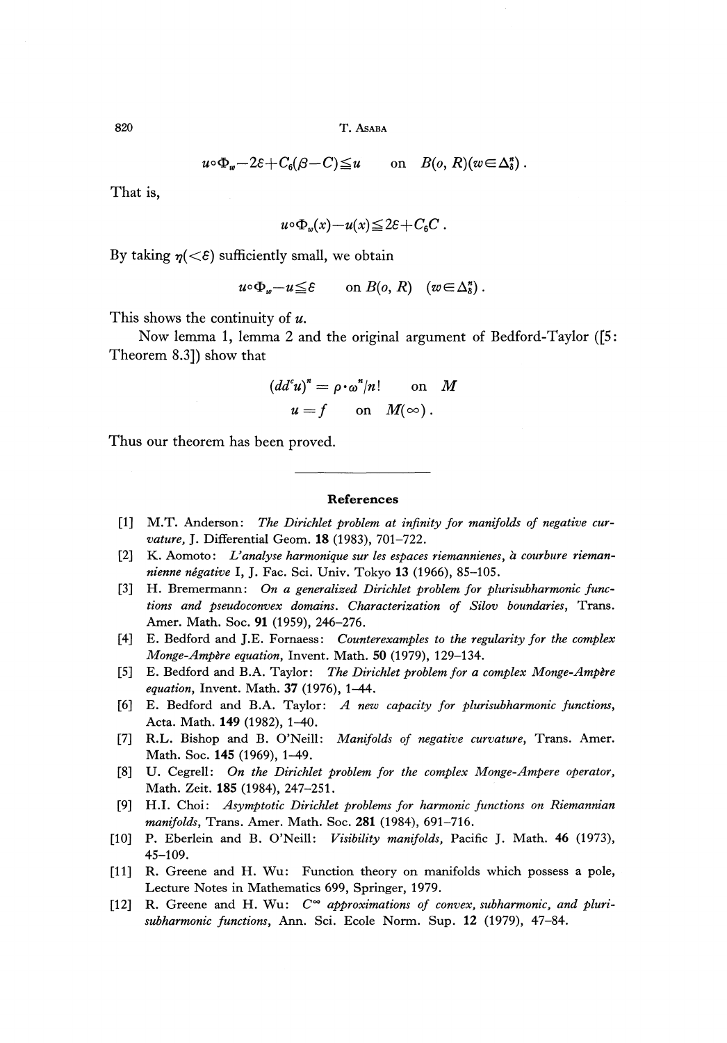$$u\circ\Phi_w - 2\varepsilon + C_6(\beta - C) \leqq u \qquad \text{on} \quad B(o, R)(w \in \Delta_\delta^n)\,.$$

That is,

$$u\circ\Phi_w(x) - u(x) \leqq 2\varepsilon + C_6 C\,.$$

By taking $\eta(<\varepsilon)$ sufficiently small, we obtain

$$u\circ\Phi_w - u \leqq \varepsilon \qquad \text{on } B(o, R) \quad (w \in \Delta_\delta^n)\,.$$

This shows the continuity of $u$.

Now lemma 1, lemma 2 and the original argument of Bedford-Taylor ([5: Theorem 8.3]) show that

$$(dd^c u)^n = \rho\cdot\omega^n/n! \qquad \text{on} \quad M$$

$$u = f \qquad \text{on} \quad M(\infty)\,.$$

Thus our theorem has been proved.

## References

[1] M.T. Anderson: *The Dirichlet problem at infinity for manifolds of negative curvature,* J. Differential Geom. **18** (1983), 701–722.

[2] K. Aomoto: *L'analyse harmonique sur les espaces riemannienes, à courbure riemannienne négative* I, J. Fac. Sci. Univ. Tokyo **13** (1966), 85–105.

[3] H. Bremermann: *On a generalized Dirichlet problem for plurisubharmonic functions and pseudoconvex domains. Characterization of Silov boundaries,* Trans. Amer. Math. Soc. **91** (1959), 246–276.

[4] E. Bedford and J.E. Fornaess: *Counterexamples to the regularity for the complex Monge-Ampère equation,* Invent. Math. **50** (1979), 129–134.

[5] E. Bedford and B.A. Taylor: *The Dirichlet problem for a complex Monge-Ampère equation,* Invent. Math. **37** (1976), 1–44.

[6] E. Bedford and B.A. Taylor: *A new capacity for plurisubharmonic functions,* Acta. Math. **149** (1982), 1–40.

[7] R.L. Bishop and B. O'Neill: *Manifolds of negative curvature,* Trans. Amer. Math. Soc. **145** (1969), 1–49.

[8] U. Cegrell: *On the Dirichlet problem for the complex Monge-Ampere operator,* Math. Zeit. **185** (1984), 247–251.

[9] H.I. Choi: *Asymptotic Dirichlet problems for harmonic functions on Riemannian manifolds,* Trans. Amer. Math. Soc. **281** (1984), 691–716.

[10] P. Eberlein and B. O'Neill: *Visibility manifolds,* Pacific J. Math. **46** (1973), 45–109.

[11] R. Greene and H. Wu: Function theory on manifolds which possess a pole, Lecture Notes in Mathematics 699, Springer, 1979.

[12] R. Greene and H. Wu: *$C^\infty$ approximations of convex, subharmonic, and plurisubharmonic functions,* Ann. Sci. Ecole Norm. Sup. **12** (1979), 47–84.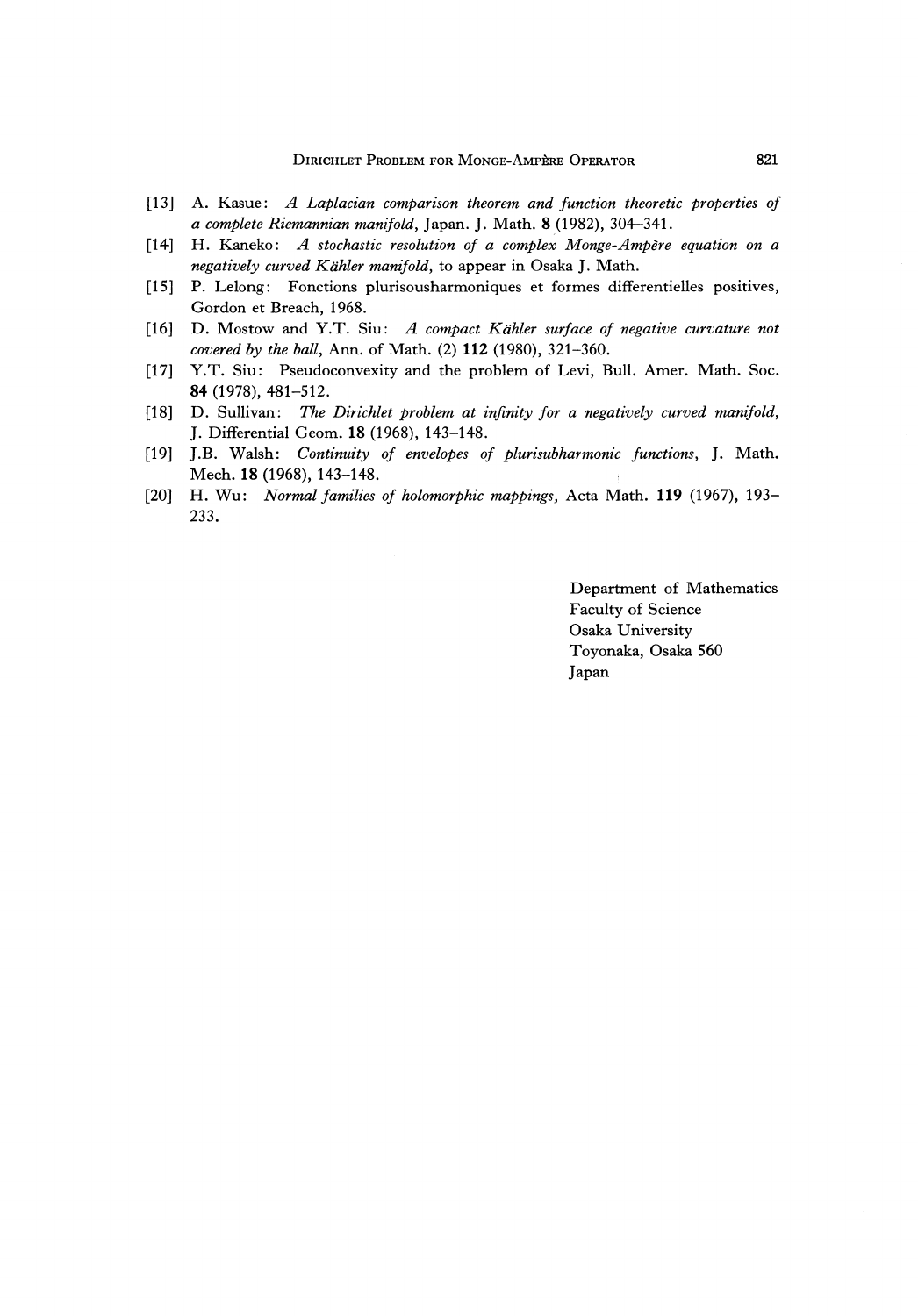[13] A. Kasue: *A Laplacian comparison theorem and function theoretic properties of a complete Riemannian manifold*, Japan. J. Math. **8** (1982), 304–341.

[14] H. Kaneko: *A stochastic resolution of a complex Monge-Ampère equation on a negatively curved Kähler manifold*, to appear in Osaka J. Math.

[15] P. Lelong: Fonctions plurisousharmoniques et formes differentielles positives, Gordon et Breach, 1968.

[16] D. Mostow and Y.T. Siu: *A compact Kähler surface of negative curvature not covered by the ball*, Ann. of Math. (2) **112** (1980), 321–360.

[17] Y.T. Siu: Pseudoconvexity and the problem of Levi, Bull. Amer. Math. Soc. **84** (1978), 481–512.

[18] D. Sullivan: *The Dirichlet problem at infinity for a negatively curved manifold*, J. Differential Geom. **18** (1968), 143–148.

[19] J.B. Walsh: *Continuity of envelopes of plurisubharmonic functions*, J. Math. Mech. **18** (1968), 143–148.

[20] H. Wu: *Normal families of holomorphic mappings*, Acta Math. **119** (1967), 193–233.

Department of Mathematics
Faculty of Science
Osaka University
Toyonaka, Osaka 560
Japan